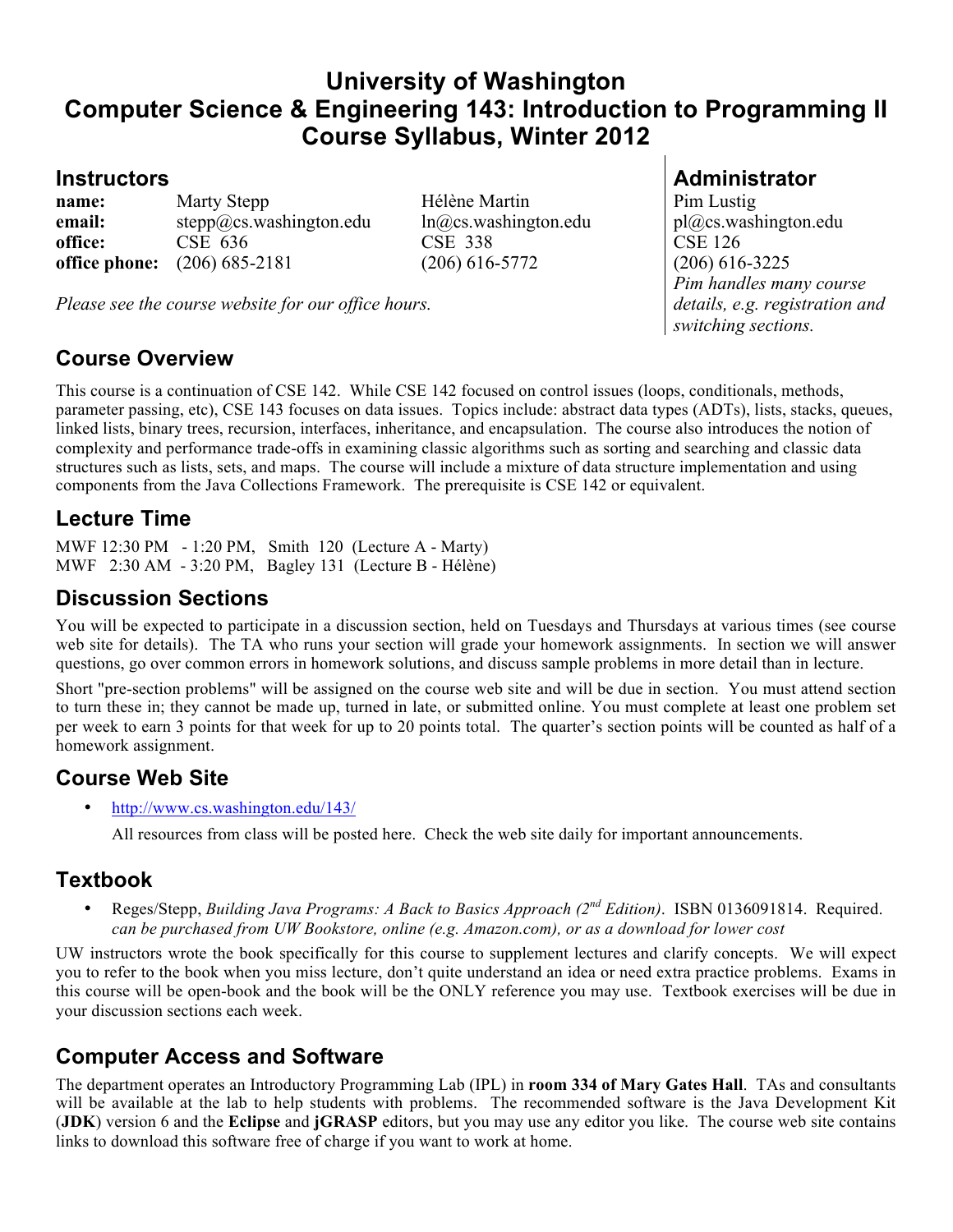# University of Washington
# Computer Science & Engineering 143: Introduction to Programming II
# Course Syllabus, Winter 2012

## Instructors

| | | |
|---|---|---|
| **name:** | Marty Stepp | Hélène Martin |
| **email:** | stepp@cs.washington.edu | ln@cs.washington.edu |
| **office:** | CSE 636 | CSE 338 |
| **office phone:** | (206) 685-2181 | (206) 616-5772 |

*Please see the course website for our office hours.*

## Administrator

Pim Lustig
pl@cs.washington.edu
CSE 126
(206) 616-3225
*Pim handles many course details, e.g. registration and switching sections.*

## Course Overview

This course is a continuation of CSE 142. While CSE 142 focused on control issues (loops, conditionals, methods, parameter passing, etc), CSE 143 focuses on data issues. Topics include: abstract data types (ADTs), lists, stacks, queues, linked lists, binary trees, recursion, interfaces, inheritance, and encapsulation. The course also introduces the notion of complexity and performance trade-offs in examining classic algorithms such as sorting and searching and classic data structures such as lists, sets, and maps. The course will include a mixture of data structure implementation and using components from the Java Collections Framework. The prerequisite is CSE 142 or equivalent.

## Lecture Time

MWF 12:30 PM - 1:20 PM, Smith 120 (Lecture A - Marty)
MWF 2:30 AM - 3:20 PM, Bagley 131 (Lecture B - Hélène)

## Discussion Sections

You will be expected to participate in a discussion section, held on Tuesdays and Thursdays at various times (see course web site for details). The TA who runs your section will grade your homework assignments. In section we will answer questions, go over common errors in homework solutions, and discuss sample problems in more detail than in lecture.

Short "pre-section problems" will be assigned on the course web site and will be due in section. You must attend section to turn these in; they cannot be made up, turned in late, or submitted online. You must complete at least one problem set per week to earn 3 points for that week for up to 20 points total. The quarter's section points will be counted as half of a homework assignment.

## Course Web Site

- http://www.cs.washington.edu/143/

  All resources from class will be posted here. Check the web site daily for important announcements.

## Textbook

- Reges/Stepp, *Building Java Programs: A Back to Basics Approach (2nd Edition)*. ISBN 0136091814. Required.
  *can be purchased from UW Bookstore, online (e.g. Amazon.com), or as a download for lower cost*

UW instructors wrote the book specifically for this course to supplement lectures and clarify concepts. We will expect you to refer to the book when you miss lecture, don't quite understand an idea or need extra practice problems. Exams in this course will be open-book and the book will be the ONLY reference you may use. Textbook exercises will be due in your discussion sections each week.

## Computer Access and Software

The department operates an Introductory Programming Lab (IPL) in **room 334 of Mary Gates Hall**. TAs and consultants will be available at the lab to help students with problems. The recommended software is the Java Development Kit (**JDK**) version 6 and the **Eclipse** and **jGRASP** editors, but you may use any editor you like. The course web site contains links to download this software free of charge if you want to work at home.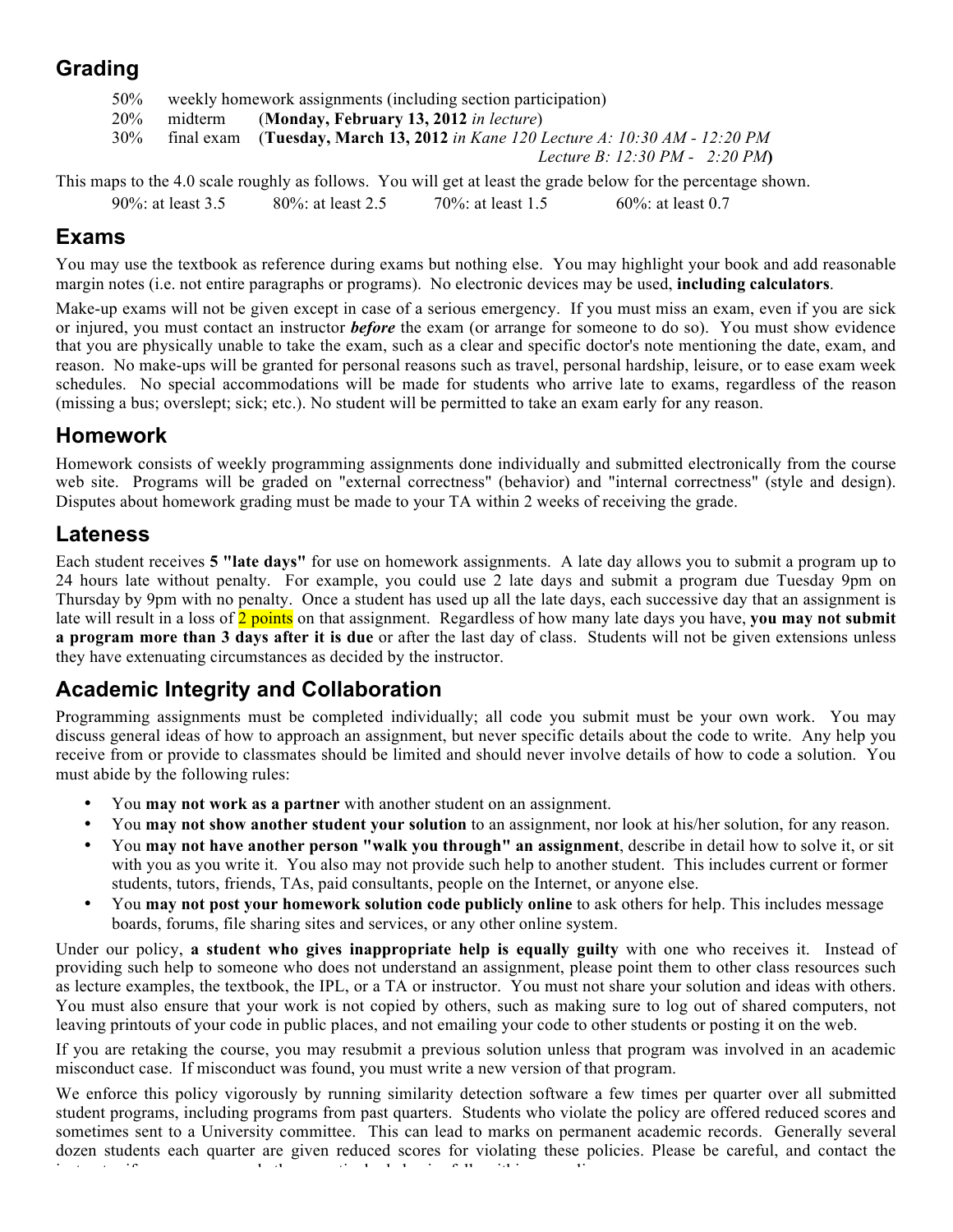## Grading

| | | |
|---|---|---|
| 50% | weekly homework assignments (including section participation) | |
| 20% | midterm | (**Monday, February 13, 2012** *in lecture*) |
| 30% | final exam | (**Tuesday, March 13, 2012** *in Kane 120 Lecture A: 10:30 AM - 12:20 PM* *Lecture B: 12:30 PM - 2:20 PM*) |

This maps to the 4.0 scale roughly as follows. You will get at least the grade below for the percentage shown.

90%: at least 3.5 80%: at least 2.5 70%: at least 1.5 60%: at least 0.7

## Exams

You may use the textbook as reference during exams but nothing else. You may highlight your book and add reasonable margin notes (i.e. not entire paragraphs or programs). No electronic devices may be used, **including calculators**.

Make-up exams will not be given except in case of a serious emergency. If you must miss an exam, even if you are sick or injured, you must contact an instructor ***before*** the exam (or arrange for someone to do so). You must show evidence that you are physically unable to take the exam, such as a clear and specific doctor's note mentioning the date, exam, and reason. No make-ups will be granted for personal reasons such as travel, personal hardship, leisure, or to ease exam week schedules. No special accommodations will be made for students who arrive late to exams, regardless of the reason (missing a bus; overslept; sick; etc.). No student will be permitted to take an exam early for any reason.

## Homework

Homework consists of weekly programming assignments done individually and submitted electronically from the course web site. Programs will be graded on "external correctness" (behavior) and "internal correctness" (style and design). Disputes about homework grading must be made to your TA within 2 weeks of receiving the grade.

## Lateness

Each student receives **5 "late days"** for use on homework assignments. A late day allows you to submit a program up to 24 hours late without penalty. For example, you could use 2 late days and submit a program due Tuesday 9pm on Thursday by 9pm with no penalty. Once a student has used up all the late days, each successive day that an assignment is late will result in a loss of 2 points on that assignment. Regardless of how many late days you have, **you may not submit a program more than 3 days after it is due** or after the last day of class. Students will not be given extensions unless they have extenuating circumstances as decided by the instructor.

## Academic Integrity and Collaboration

Programming assignments must be completed individually; all code you submit must be your own work. You may discuss general ideas of how to approach an assignment, but never specific details about the code to write. Any help you receive from or provide to classmates should be limited and should never involve details of how to code a solution. You must abide by the following rules:

- You **may not work as a partner** with another student on an assignment.
- You **may not show another student your solution** to an assignment, nor look at his/her solution, for any reason.
- You **may not have another person "walk you through" an assignment**, describe in detail how to solve it, or sit with you as you write it. You also may not provide such help to another student. This includes current or former students, tutors, friends, TAs, paid consultants, people on the Internet, or anyone else.
- You **may not post your homework solution code publicly online** to ask others for help. This includes message boards, forums, file sharing sites and services, or any other online system.

Under our policy, **a student who gives inappropriate help is equally guilty** with one who receives it. Instead of providing such help to someone who does not understand an assignment, please point them to other class resources such as lecture examples, the textbook, the IPL, or a TA or instructor. You must not share your solution and ideas with others. You must also ensure that your work is not copied by others, such as making sure to log out of shared computers, not leaving printouts of your code in public places, and not emailing your code to other students or posting it on the web.

If you are retaking the course, you may resubmit a previous solution unless that program was involved in an academic misconduct case. If misconduct was found, you must write a new version of that program.

We enforce this policy vigorously by running similarity detection software a few times per quarter over all submitted student programs, including programs from past quarters. Students who violate the policy are offered reduced scores and sometimes sent to a University committee. This can lead to marks on permanent academic records. Generally several dozen students each quarter are given reduced scores for violating these policies. Please be careful, and contact the